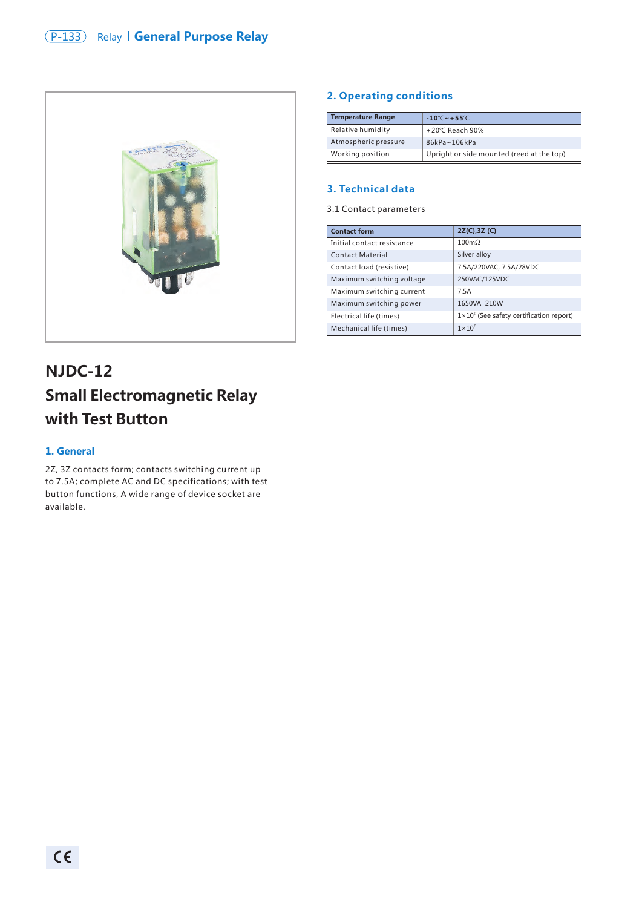# NJDC-12
# Small Electromagnetic Relay with Test Button

## 1. General

2Z, 3Z contacts form; contacts switching current up to 7.5A; complete AC and DC specifications; with test button functions, A wide range of device socket are available.

## 2. Operating conditions

| Temperature Range | -10℃~+55℃ |
|---|---|
| Relative humidity | +20℃ Reach 90% |
| Atmospheric pressure | 86kPa~106kPa |
| Working position | Upright or side mounted (reed at the top) |

## 3. Technical data

3.1 Contact parameters

| Contact form | 2Z(C),3Z (C) |
|---|---|
| Initial contact resistance | 100mΩ |
| Contact Material | Silver alloy |
| Contact load (resistive) | 7.5A/220VAC, 7.5A/28VDC |
| Maximum switching voltage | 250VAC/125VDC |
| Maximum switching current | 7.5A |
| Maximum switching power | 1650VA 210W |
| Electrical life (times) | $1\times10^5$ (See safety certification report) |
| Mechanical life (times) | $1\times10^7$ |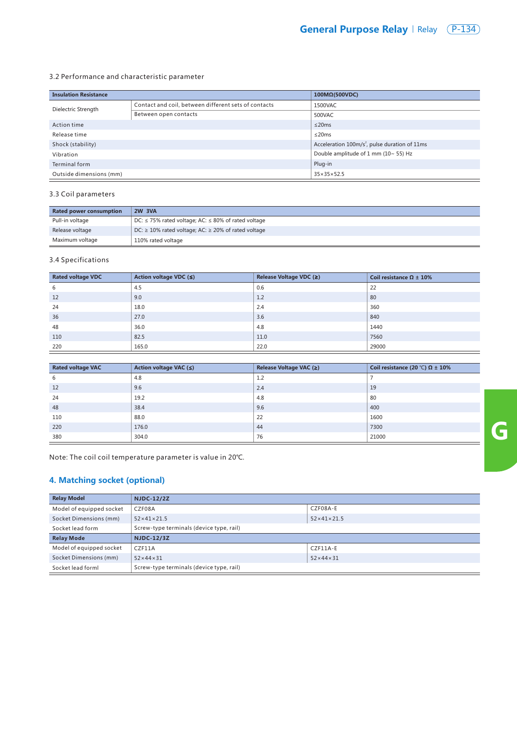### 3.2 Performance and characteristic parameter

| Insulation Resistance | | 100MΩ(500VDC) |
|---|---|---|
| Dielectric Strength | Contact and coil, between different sets of contacts | 1500VAC |
| | Between open contacts | 500VAC |
| Action time | | ≤20ms |
| Release time | | ≤20ms |
| Shock (stability) | | Acceleration 100m/s$^2$, pulse duration of 11ms |
| Vibration | | Double amplitude of 1 mm (10~ 55) Hz |
| Terminal form | | Plug-in |
| Outside dimensions (mm) | | 35×35×52.5 |

### 3.3 Coil parameters

| Rated power consumption | 2W 3VA |
|---|---|
| Pull-in voltage | DC: ≤ 75% rated voltage; AC: ≤ 80% of rated voltage |
| Release voltage | DC: ≥ 10% rated voltage; AC: ≥ 20% of rated voltage |
| Maximum voltage | 110% rated voltage |

### 3.4 Specifications

| Rated voltage VDC | Action voltage VDC (≤) | Release Voltage VDC (≥) | Coil resistance Ω ± 10% |
|---|---|---|---|
| 6 | 4.5 | 0.6 | 22 |
| 12 | 9.0 | 1.2 | 80 |
| 24 | 18.0 | 2.4 | 360 |
| 36 | 27.0 | 3.6 | 840 |
| 48 | 36.0 | 4.8 | 1440 |
| 110 | 82.5 | 11.0 | 7560 |
| 220 | 165.0 | 22.0 | 29000 |

| Rated voltage VAC | Action voltage VAC (≤) | Release Voltage VAC (≥) | Coil resistance (20 ℃) Ω ± 10% |
|---|---|---|---|
| 6 | 4.8 | 1.2 | 7 |
| 12 | 9.6 | 2.4 | 19 |
| 24 | 19.2 | 4.8 | 80 |
| 48 | 38.4 | 9.6 | 400 |
| 110 | 88.0 | 22 | 1600 |
| 220 | 176.0 | 44 | 7300 |
| 380 | 304.0 | 76 | 21000 |

Note: The coil coil temperature parameter is value in 20℃.

## 4. Matching socket (optional)

| Relay Model | NJDC-12/2Z | |
|---|---|---|
| Model of equipped socket | CZF08A | CZF08A-E |
| Socket Dimensions (mm) | 52×41×21.5 | 52×41×21.5 |
| Socket lead form | Screw-type terminals (device type, rail) | |
| **Relay Mode** | **NJDC-12/3Z** | |
| Model of equipped socket | CZF11A | CZF11A-E |
| Socket Dimensions (mm) | 52×44×31 | 52×44×31 |
| Socket lead forml | Screw-type terminals (device type, rail) | |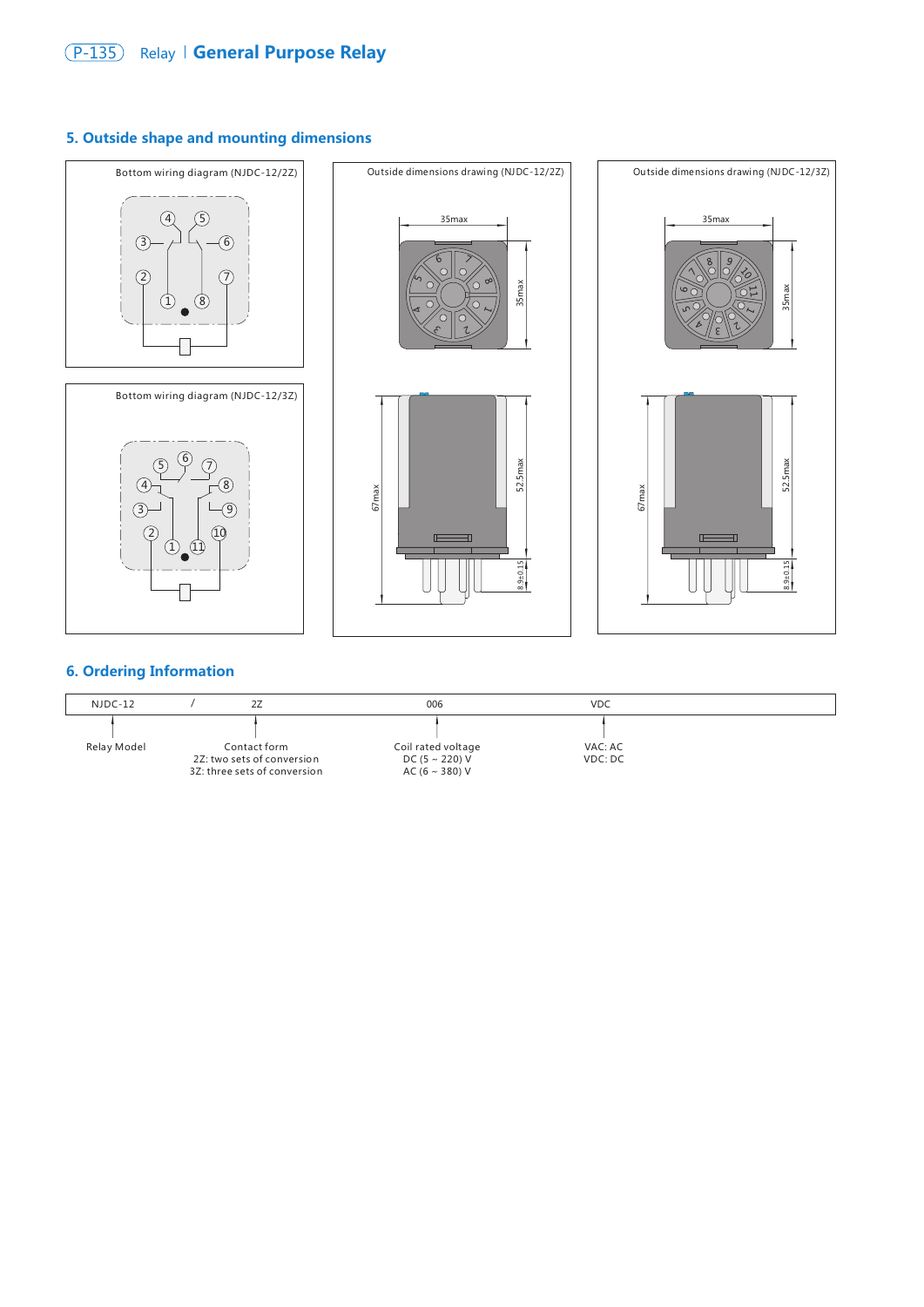## 5. Outside shape and mounting dimensions

Bottom wiring diagram (NJDC-12/2Z)

Outside dimensions drawing (NJDC-12/2Z)

35max

35max

52.5max

67max

8.9±0.15

Outside dimensions drawing (NJDC-12/3Z)

35max

35max

52.5max

67max

8.9±0.15

Bottom wiring diagram (NJDC-12/3Z)

## 6. Ordering Information

| NJDC-12 | / | 2Z | 006 | VDC |
|---|---|---|---|---|
| Relay Model | | Contact form<br>2Z: two sets of conversion<br>3Z: three sets of conversion | Coil rated voltage<br>DC (5 ~ 220) V<br>AC (6 ~ 380) V | VAC: AC<br>VDC: DC |